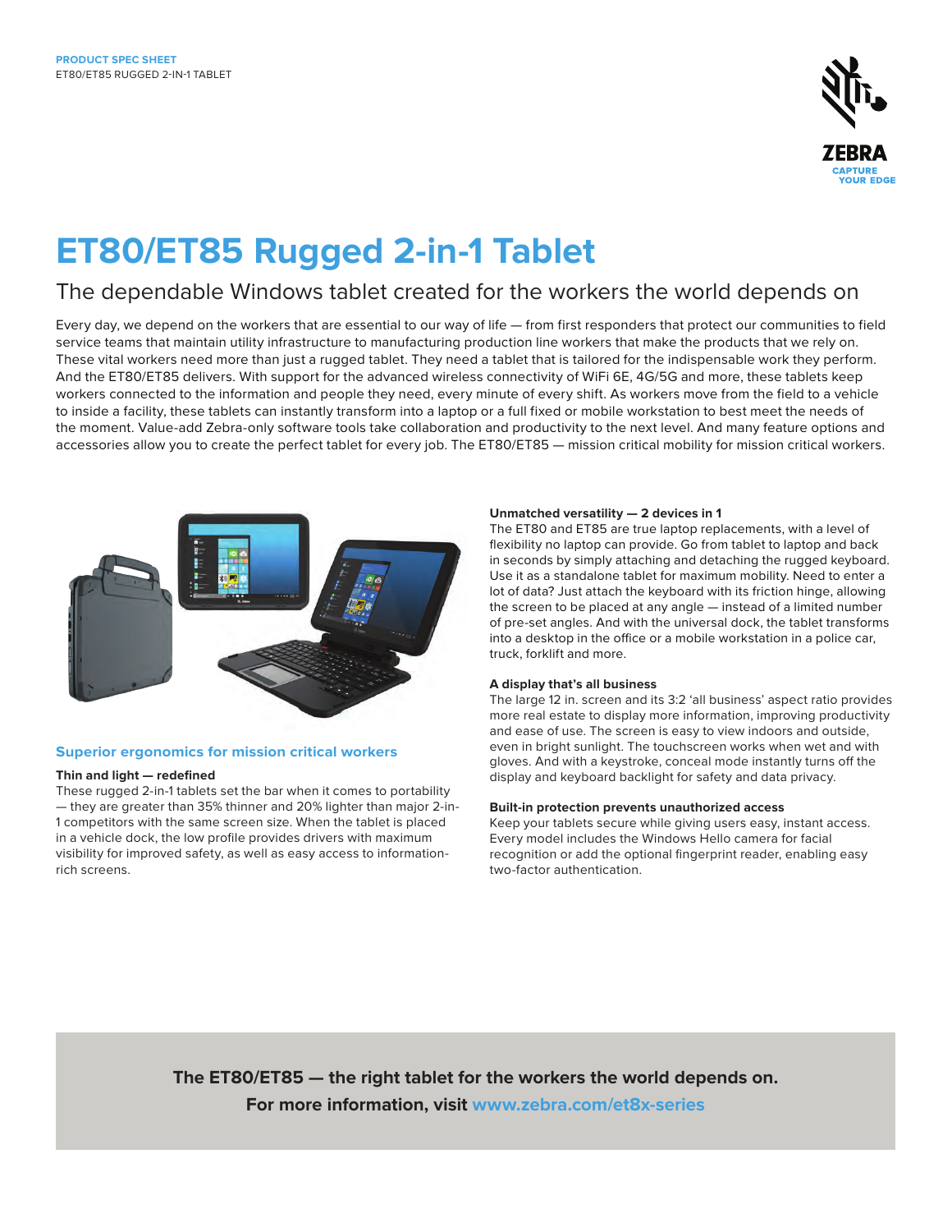PRODUCT SPEC SHEET
ET80/ET85 RUGGED 2-IN-1 TABLET

# ET80/ET85 Rugged 2-in-1 Tablet

## The dependable Windows tablet created for the workers the world depends on

Every day, we depend on the workers that are essential to our way of life — from first responders that protect our communities to field service teams that maintain utility infrastructure to manufacturing production line workers that make the products that we rely on. These vital workers need more than just a rugged tablet. They need a tablet that is tailored for the indispensable work they perform. And the ET80/ET85 delivers. With support for the advanced wireless connectivity of WiFi 6E, 4G/5G and more, these tablets keep workers connected to the information and people they need, every minute of every shift. As workers move from the field to a vehicle to inside a facility, these tablets can instantly transform into a laptop or a full fixed or mobile workstation to best meet the needs of the moment. Value-add Zebra-only software tools take collaboration and productivity to the next level. And many feature options and accessories allow you to create the perfect tablet for every job. The ET80/ET85 — mission critical mobility for mission critical workers.

### Superior ergonomics for mission critical workers

**Thin and light — redefined**

These rugged 2-in-1 tablets set the bar when it comes to portability — they are greater than 35% thinner and 20% lighter than major 2-in-1 competitors with the same screen size. When the tablet is placed in a vehicle dock, the low profile provides drivers with maximum visibility for improved safety, as well as easy access to information-rich screens.

**Unmatched versatility — 2 devices in 1**

The ET80 and ET85 are true laptop replacements, with a level of flexibility no laptop can provide. Go from tablet to laptop and back in seconds by simply attaching and detaching the rugged keyboard. Use it as a standalone tablet for maximum mobility. Need to enter a lot of data? Just attach the keyboard with its friction hinge, allowing the screen to be placed at any angle — instead of a limited number of pre-set angles. And with the universal dock, the tablet transforms into a desktop in the office or a mobile workstation in a police car, truck, forklift and more.

**A display that's all business**

The large 12 in. screen and its 3:2 'all business' aspect ratio provides more real estate to display more information, improving productivity and ease of use. The screen is easy to view indoors and outside, even in bright sunlight. The touchscreen works when wet and with gloves. And with a keystroke, conceal mode instantly turns off the display and keyboard backlight for safety and data privacy.

**Built-in protection prevents unauthorized access**

Keep your tablets secure while giving users easy, instant access. Every model includes the Windows Hello camera for facial recognition or add the optional fingerprint reader, enabling easy two-factor authentication.

**The ET80/ET85 — the right tablet for the workers the world depends on.**
**For more information, visit www.zebra.com/et8x-series**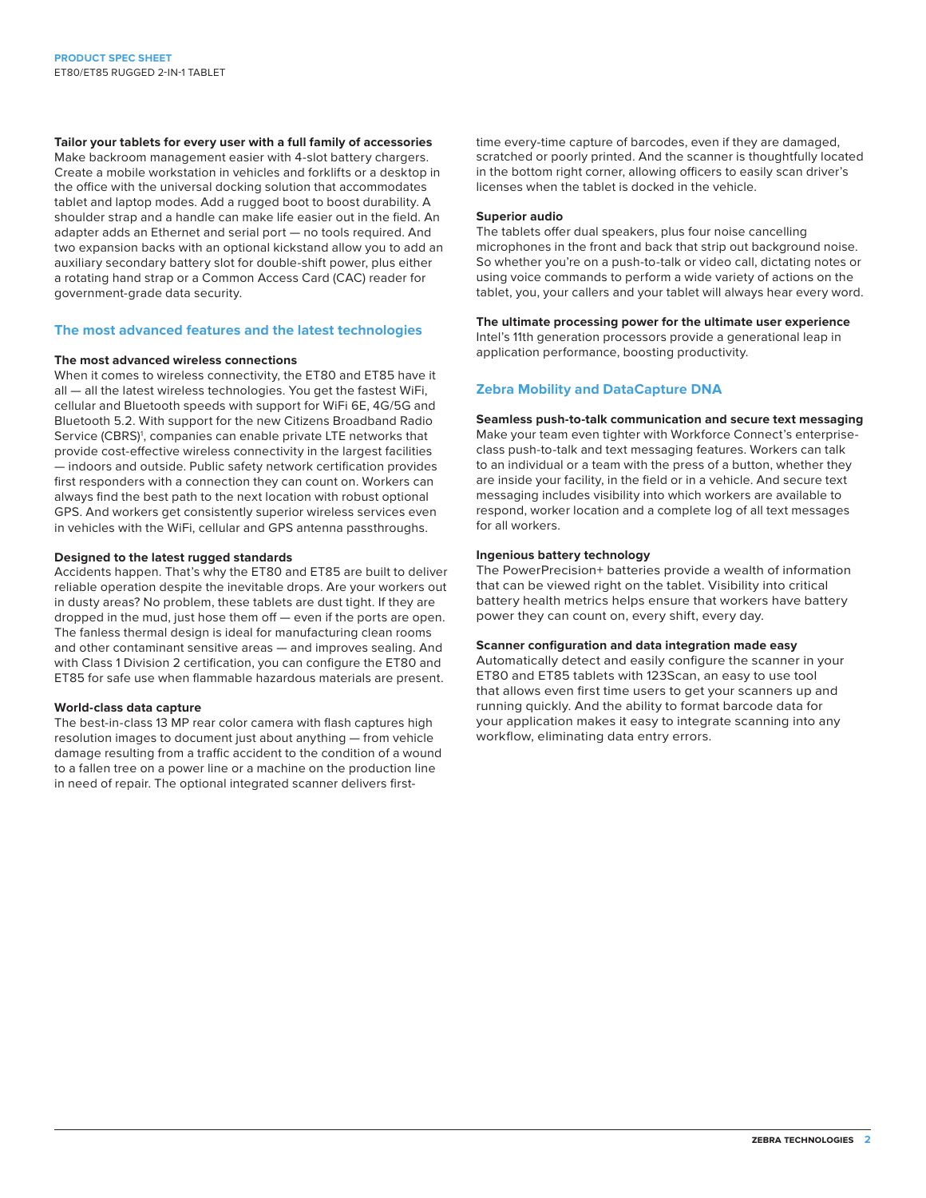**Tailor your tablets for every user with a full family of accessories**
Make backroom management easier with 4-slot battery chargers. Create a mobile workstation in vehicles and forklifts or a desktop in the office with the universal docking solution that accommodates tablet and laptop modes. Add a rugged boot to boost durability. A shoulder strap and a handle can make life easier out in the field. An adapter adds an Ethernet and serial port — no tools required. And two expansion backs with an optional kickstand allow you to add an auxiliary secondary battery slot for double-shift power, plus either a rotating hand strap or a Common Access Card (CAC) reader for government-grade data security.

## The most advanced features and the latest technologies

**The most advanced wireless connections**
When it comes to wireless connectivity, the ET80 and ET85 have it all — all the latest wireless technologies. You get the fastest WiFi, cellular and Bluetooth speeds with support for WiFi 6E, 4G/5G and Bluetooth 5.2. With support for the new Citizens Broadband Radio Service (CBRS)[1], companies can enable private LTE networks that provide cost-effective wireless connectivity in the largest facilities — indoors and outside. Public safety network certification provides first responders with a connection they can count on. Workers can always find the best path to the next location with robust optional GPS. And workers get consistently superior wireless services even in vehicles with the WiFi, cellular and GPS antenna passthroughs.

**Designed to the latest rugged standards**
Accidents happen. That's why the ET80 and ET85 are built to deliver reliable operation despite the inevitable drops. Are your workers out in dusty areas? No problem, these tablets are dust tight. If they are dropped in the mud, just hose them off — even if the ports are open. The fanless thermal design is ideal for manufacturing clean rooms and other contaminant sensitive areas — and improves sealing. And with Class 1 Division 2 certification, you can configure the ET80 and ET85 for safe use when flammable hazardous materials are present.

**World-class data capture**
The best-in-class 13 MP rear color camera with flash captures high resolution images to document just about anything — from vehicle damage resulting from a traffic accident to the condition of a wound to a fallen tree on a power line or a machine on the production line in need of repair. The optional integrated scanner delivers first-time every-time capture of barcodes, even if they are damaged, scratched or poorly printed. And the scanner is thoughtfully located in the bottom right corner, allowing officers to easily scan driver's licenses when the tablet is docked in the vehicle.

**Superior audio**
The tablets offer dual speakers, plus four noise cancelling microphones in the front and back that strip out background noise. So whether you're on a push-to-talk or video call, dictating notes or using voice commands to perform a wide variety of actions on the tablet, you, your callers and your tablet will always hear every word.

**The ultimate processing power for the ultimate user experience**
Intel's 11th generation processors provide a generational leap in application performance, boosting productivity.

## Zebra Mobility and DataCapture DNA

**Seamless push-to-talk communication and secure text messaging**
Make your team even tighter with Workforce Connect's enterprise-class push-to-talk and text messaging features. Workers can talk to an individual or a team with the press of a button, whether they are inside your facility, in the field or in a vehicle. And secure text messaging includes visibility into which workers are available to respond, worker location and a complete log of all text messages for all workers.

**Ingenious battery technology**
The PowerPrecision+ batteries provide a wealth of information that can be viewed right on the tablet. Visibility into critical battery health metrics helps ensure that workers have battery power they can count on, every shift, every day.

**Scanner configuration and data integration made easy**
Automatically detect and easily configure the scanner in your ET80 and ET85 tablets with 123Scan, an easy to use tool that allows even first time users to get your scanners up and running quickly. And the ability to format barcode data for your application makes it easy to integrate scanning into any workflow, eliminating data entry errors.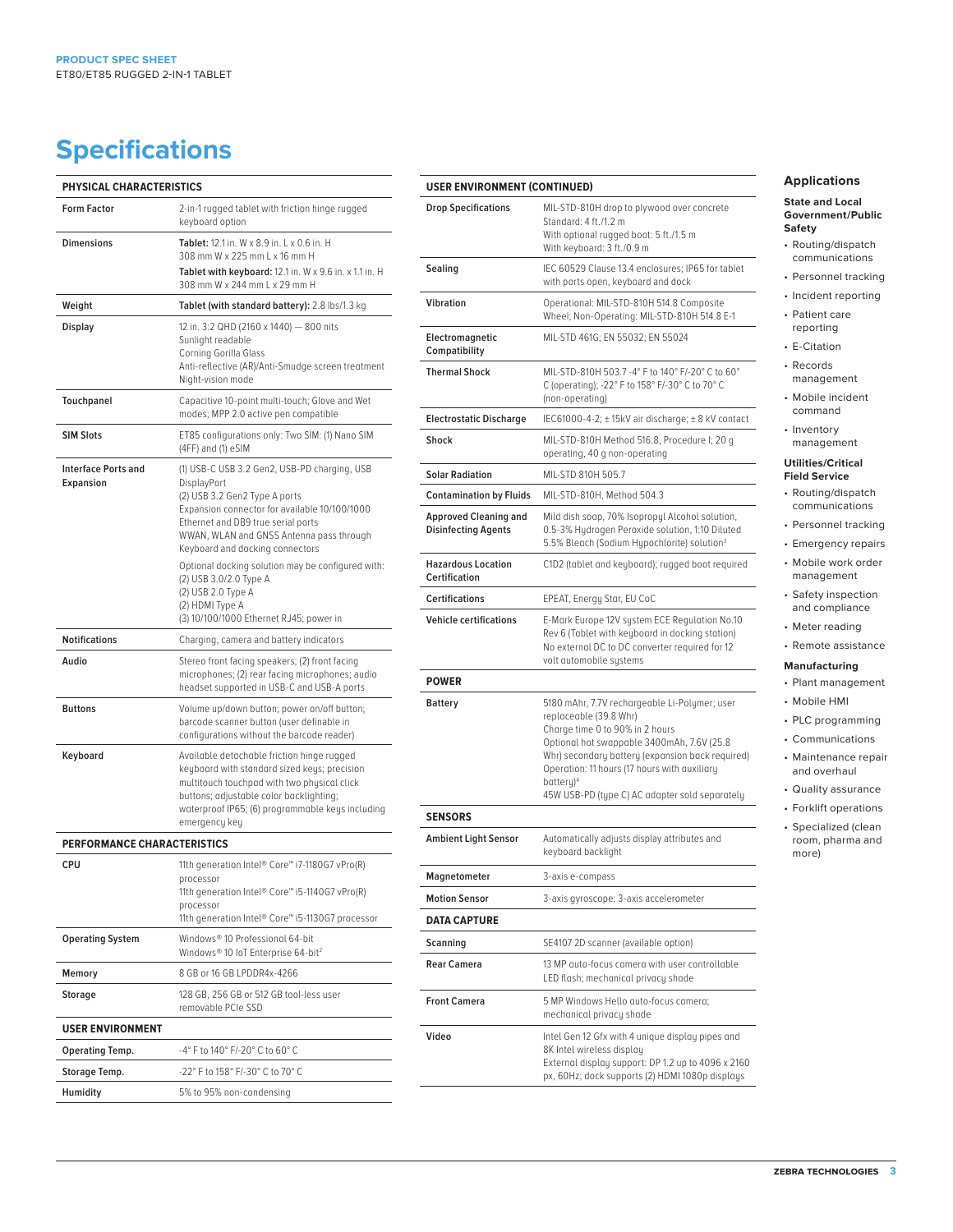## Specifications

| PHYSICAL CHARACTERISTICS | |
|---|---|
| Form Factor | 2-in-1 rugged tablet with friction hinge rugged keyboard option |
| Dimensions | **Tablet:** 12.1 in. W x 8.9 in. L x 0.6 in. H<br>308 mm W x 225 mm L x 16 mm H<br>**Tablet with keyboard:** 12.1 in. W x 9.6 in. x 1.1 in. H<br>308 mm W x 244 mm L x 29 mm H |
| Weight | **Tablet (with standard battery):** 2.8 lbs/1.3 kg |
| Display | 12 in. 3:2 QHD (2160 x 1440) — 800 nits<br>Sunlight readable<br>Corning Gorilla Glass<br>Anti-reflective (AR)/Anti-Smudge screen treatment<br>Night-vision mode |
| Touchpanel | Capacitive 10-point multi-touch; Glove and Wet modes; MPP 2.0 active pen compatible |
| SIM Slots | ET85 configurations only: Two SIM: (1) Nano SIM (4FF) and (1) eSIM |
| Interface Ports and Expansion | (1) USB-C USB 3.2 Gen2, USB-PD charging, USB DisplayPort<br>(2) USB 3.2 Gen2 Type A ports<br>Expansion connector for available 10/100/1000 Ethernet and DB9 true serial ports<br>WWAN, WLAN and GNSS Antenna pass through<br>Keyboard and docking connectors<br>Optional docking solution may be configured with:<br>(2) USB 3.0/2.0 Type A<br>(2) USB 2.0 Type A<br>(2) HDMI Type A<br>(3) 10/100/1000 Ethernet RJ45; power in |
| Notifications | Charging, camera and battery indicators |
| Audio | Stereo front facing speakers; (2) front facing microphones; (2) rear facing microphones; audio headset supported in USB-C and USB-A ports |
| Buttons | Volume up/down button; power on/off button; barcode scanner button (user definable in configurations without the barcode reader) |
| Keyboard | Available detachable friction hinge rugged keyboard with standard sized keys; precision multitouch touchpad with two physical click buttons; adjustable color backlighting; waterproof IP65; (6) programmable keys including emergency key |

| PERFORMANCE CHARACTERISTICS | |
|---|---|
| CPU | 11th generation Intel® Core™ i7-1180G7 vPro(R) processor<br>11th generation Intel® Core™ i5-1140G7 vPro(R) processor<br>11th generation Intel® Core™ i5-1130G7 processor |
| Operating System | Windows® 10 Professional 64-bit<br>Windows® 10 IoT Enterprise 64-bit[2] |
| Memory | 8 GB or 16 GB LPDDR4x-4266 |
| Storage | 128 GB, 256 GB or 512 GB tool-less user removable PCIe SSD |

| USER ENVIRONMENT | |
|---|---|
| Operating Temp. | -4° F to 140° F/-20° C to 60° C |
| Storage Temp. | -22° F to 158° F/-30° C to 70° C |
| Humidity | 5% to 95% non-condensing |
| Drop Specifications | MIL-STD-810H drop to plywood over concrete<br>Standard: 4 ft./1.2 m<br>With optional rugged boot: 5 ft./1.5 m<br>With keyboard: 3 ft./0.9 m |
| Sealing | IEC 60529 Clause 13.4 enclosures; IP65 for tablet with ports open, keyboard and dock |
| Vibration | Operational: MIL-STD-810H 514.8 Composite Wheel; Non-Operating: MIL-STD-810H 514.8 E-1 |
| Electromagnetic Compatibility | MIL-STD 461G; EN 55032; EN 55024 |
| Thermal Shock | MIL-STD-810H 503.7 -4° F to 140° F/-20° C to 60° C (operating); -22° F to 158° F/-30° C to 70° C (non-operating) |
| Electrostatic Discharge | IEC61000-4-2; ± 15kV air discharge; ± 8 kV contact |
| Shock | MIL-STD-810H Method 516.8, Procedure I; 20 g operating, 40 g non-operating |
| Solar Radiation | MIL-STD 810H 505.7 |
| Contamination by Fluids | MIL-STD-810H, Method 504.3 |
| Approved Cleaning and Disinfecting Agents | Mild dish soap, 70% Isopropyl Alcohol solution, 0.5-3% Hydrogen Peroxide solution, 1:10 Diluted 5.5% Bleach (Sodium Hypochlorite) solution[3] |
| Hazardous Location Certification | C1D2 (tablet and keyboard); rugged boot required |
| Certifications | EPEAT, Energy Star, EU CoC |
| Vehicle certifications | E-Mark Europe 12V system ECE Regulation No.10 Rev 6 (Tablet with keyboard in docking station)<br>No external DC to DC converter required for 12 volt automobile systems |

| POWER | |
|---|---|
| Battery | 5180 mAhr, 7.7V rechargeable Li-Polymer; user replaceable (39.8 Whr)<br>Charge time 0 to 90% in 2 hours<br>Optional hot swappable 3400mAh, 7.6V (25.8 Whr) secondary battery (expansion back required)<br>Operation: 11 hours (17 hours with auxiliary battery)[4]<br>45W USB-PD (type C) AC adapter sold separately |

| SENSORS | |
|---|---|
| Ambient Light Sensor | Automatically adjusts display attributes and keyboard backlight |
| Magnetometer | 3-axis e-compass |
| Motion Sensor | 3-axis gyroscope; 3-axis accelerometer |

| DATA CAPTURE | |
|---|---|
| Scanning | SE4107 2D scanner (available option) |
| Rear Camera | 13 MP auto-focus camera with user controllable LED flash; mechanical privacy shade |
| Front Camera | 5 MP Windows Hello auto-focus camera; mechanical privacy shade |
| Video | Intel Gen 12 Gfx with 4 unique display pipes and 8K Intel wireless display<br>External display support: DP 1.2 up to 4096 x 2160 px, 60Hz; dock supports (2) HDMI 1080p displays |

### Applications

**State and Local Government/Public Safety**

- Routing/dispatch communications
- Personnel tracking
- Incident reporting
- Patient care reporting
- E-Citation
- Records management
- Mobile incident command
- Inventory management

**Utilities/Critical Field Service**

- Routing/dispatch communications
- Personnel tracking
- Emergency repairs
- Mobile work order management
- Safety inspection and compliance
- Meter reading
- Remote assistance

**Manufacturing**

- Plant management
- Mobile HMI
- PLC programming
- Communications
- Maintenance repair and overhaul
- Quality assurance
- Forklift operations
- Specialized (clean room, pharma and more)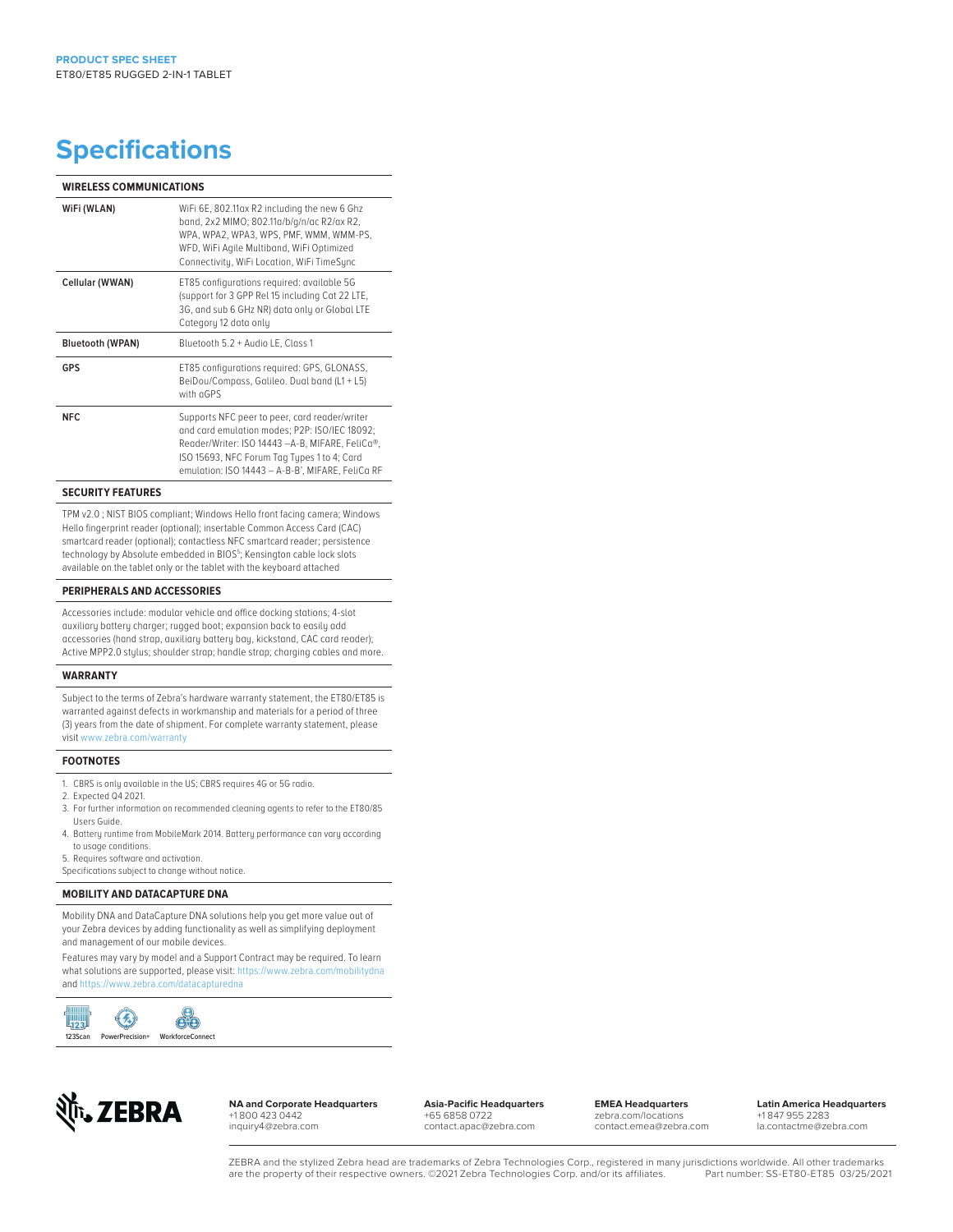PRODUCT SPEC SHEET
ET80/ET85 RUGGED 2-IN-1 TABLET

# Specifications

| WIRELESS COMMUNICATIONS | |
|---|---|
| WiFi (WLAN) | WiFi 6E, 802.11ax R2 including the new 6 Ghz band, 2x2 MIMO; 802.11a/b/g/n/ac R2/ax R2, WPA, WPA2, WPA3, WPS, PMF, WMM, WMM-PS, WFD, WiFi Agile Multiband, WiFi Optimized Connectivity, WiFi Location, WiFi TimeSync |
| Cellular (WWAN) | ET85 configurations required: available 5G (support for 3 GPP Rel 15 including Cat 22 LTE, 3G, and sub 6 GHz NR) data only or Global LTE Category 12 data only |
| Bluetooth (WPAN) | Bluetooth 5.2 + Audio LE, Class 1 |
| GPS | ET85 configurations required: GPS, GLONASS, BeiDou/Compass, Galileo. Dual band (L1 + L5) with aGPS |
| NFC | Supports NFC peer to peer, card reader/writer and card emulation modes; P2P: ISO/IEC 18092; Reader/Writer: ISO 14443 –A-B, MIFARE, FeliCa®, ISO 15693, NFC Forum Tag Types 1 to 4; Card emulation: ISO 14443 – A-B-B', MIFARE, FeliCa RF |

### SECURITY FEATURES

TPM v2.0 ; NIST BIOS compliant; Windows Hello front facing camera; Windows Hello fingerprint reader (optional); insertable Common Access Card (CAC) smartcard reader (optional); contactless NFC smartcard reader; persistence technology by Absolute embedded in BIOS[5]; Kensington cable lock slots available on the tablet only or the tablet with the keyboard attached

### PERIPHERALS AND ACCESSORIES

Accessories include: modular vehicle and office docking stations; 4-slot auxiliary battery charger; rugged boot; expansion back to easily add accessories (hand strap, auxiliary battery bay, kickstand, CAC card reader); Active MPP2.0 stylus; shoulder strap; handle strap; charging cables and more.

### WARRANTY

Subject to the terms of Zebra's hardware warranty statement, the ET80/ET85 is warranted against defects in workmanship and materials for a period of three (3) years from the date of shipment. For complete warranty statement, please visit www.zebra.com/warranty

### FOOTNOTES

1. CBRS is only available in the US; CBRS requires 4G or 5G radio.
2. Expected Q4 2021.
3. For further information on recommended cleaning agents to refer to the ET80/85 Users Guide.
4. Battery runtime from MobileMark 2014. Battery performance can vary according to usage conditions.
5. Requires software and activation.

Specifications subject to change without notice.

### MOBILITY AND DATACAPTURE DNA

Mobility DNA and DataCapture DNA solutions help you get more value out of your Zebra devices by adding functionality as well as simplifying deployment and management of our mobile devices.

Features may vary by model and a Support Contract may be required. To learn what solutions are supported, please visit: https://www.zebra.com/mobilitydna and https://www.zebra.com/datacapturedna

123Scan PowerPrecision+ WorkforceConnect

**NA and Corporate Headquarters**
+1 800 423 0442
inquiry4@zebra.com

**Asia-Pacific Headquarters**
+65 6858 0722
contact.apac@zebra.com

**EMEA Headquarters**
zebra.com/locations
contact.emea@zebra.com

**Latin America Headquarters**
+1 847 955 2283
la.contactme@zebra.com

ZEBRA and the stylized Zebra head are trademarks of Zebra Technologies Corp., registered in many jurisdictions worldwide. All other trademarks are the property of their respective owners. ©2021 Zebra Technologies Corp. and/or its affiliates. Part number: SS-ET80-ET85 03/25/2021